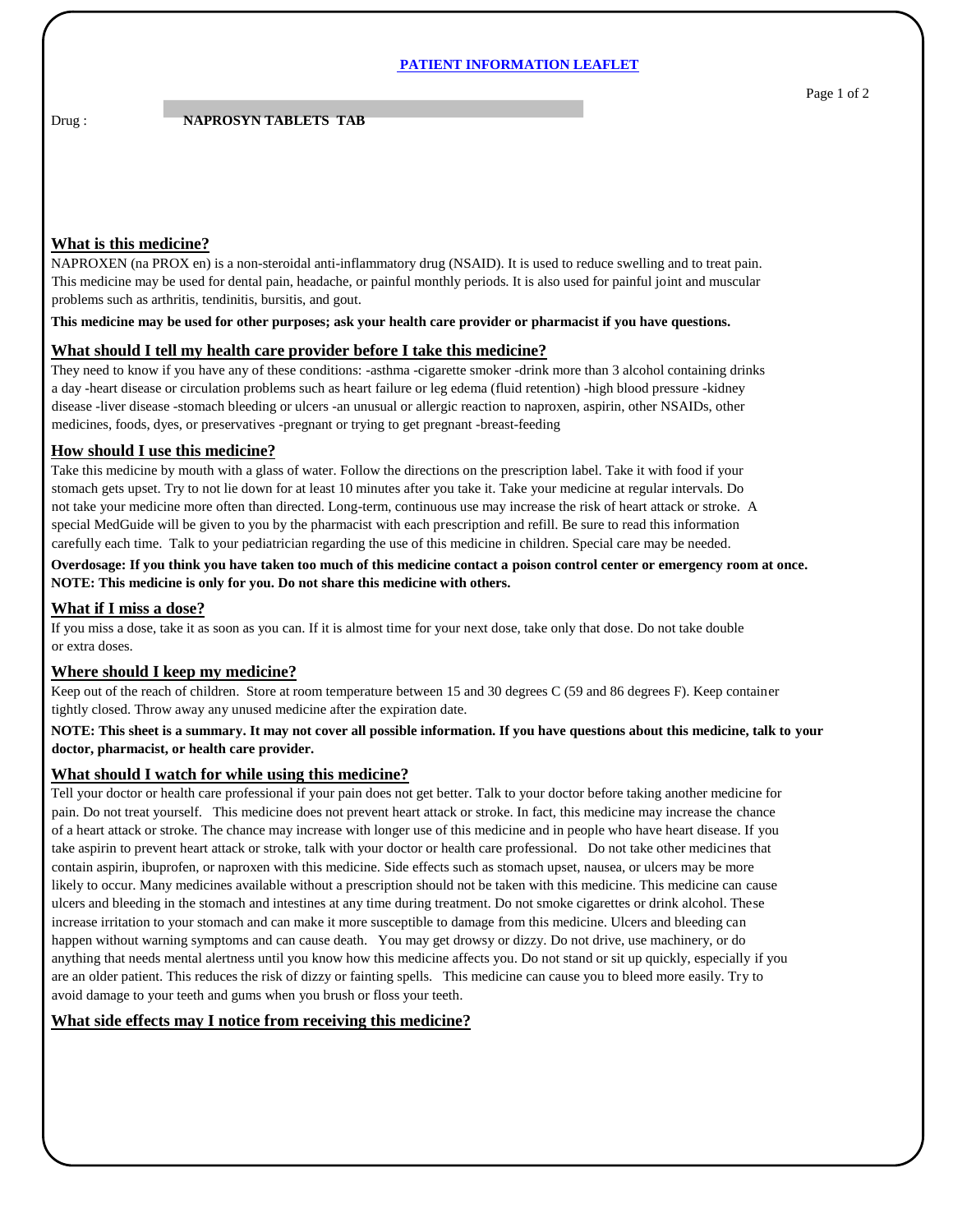# PATIENT INFORMATION LEAFLET

Drug : **NAPROSYN TABLETS TAB**

## What is this medicine?

NAPROXEN (na PROX en) is a non-steroidal anti-inflammatory drug (NSAID). It is used to reduce swelling and to treat pain. This medicine may be used for dental pain, headache, or painful monthly periods. It is also used for painful joint and muscular problems such as arthritis, tendinitis, bursitis, and gout.

**This medicine may be used for other purposes; ask your health care provider or pharmacist if you have questions.**

## What should I tell my health care provider before I take this medicine?

They need to know if you have any of these conditions: -asthma -cigarette smoker -drink more than 3 alcohol containing drinks a day -heart disease or circulation problems such as heart failure or leg edema (fluid retention) -high blood pressure -kidney disease -liver disease -stomach bleeding or ulcers -an unusual or allergic reaction to naproxen, aspirin, other NSAIDs, other medicines, foods, dyes, or preservatives -pregnant or trying to get pregnant -breast-feeding

## How should I use this medicine?

Take this medicine by mouth with a glass of water. Follow the directions on the prescription label. Take it with food if your stomach gets upset. Try to not lie down for at least 10 minutes after you take it. Take your medicine at regular intervals. Do not take your medicine more often than directed. Long-term, continuous use may increase the risk of heart attack or stroke. A special MedGuide will be given to you by the pharmacist with each prescription and refill. Be sure to read this information carefully each time. Talk to your pediatrician regarding the use of this medicine in children. Special care may be needed.

**Overdosage: If you think you have taken too much of this medicine contact a poison control center or emergency room at once.**
**NOTE: This medicine is only for you. Do not share this medicine with others.**

## What if I miss a dose?

If you miss a dose, take it as soon as you can. If it is almost time for your next dose, take only that dose. Do not take double or extra doses.

## Where should I keep my medicine?

Keep out of the reach of children. Store at room temperature between 15 and 30 degrees C (59 and 86 degrees F). Keep container tightly closed. Throw away any unused medicine after the expiration date.

**NOTE: This sheet is a summary. It may not cover all possible information. If you have questions about this medicine, talk to your doctor, pharmacist, or health care provider.**

## What should I watch for while using this medicine?

Tell your doctor or health care professional if your pain does not get better. Talk to your doctor before taking another medicine for pain. Do not treat yourself. This medicine does not prevent heart attack or stroke. In fact, this medicine may increase the chance of a heart attack or stroke. The chance may increase with longer use of this medicine and in people who have heart disease. If you take aspirin to prevent heart attack or stroke, talk with your doctor or health care professional. Do not take other medicines that contain aspirin, ibuprofen, or naproxen with this medicine. Side effects such as stomach upset, nausea, or ulcers may be more likely to occur. Many medicines available without a prescription should not be taken with this medicine. This medicine can cause ulcers and bleeding in the stomach and intestines at any time during treatment. Do not smoke cigarettes or drink alcohol. These increase irritation to your stomach and can make it more susceptible to damage from this medicine. Ulcers and bleeding can happen without warning symptoms and can cause death. You may get drowsy or dizzy. Do not drive, use machinery, or do anything that needs mental alertness until you know how this medicine affects you. Do not stand or sit up quickly, especially if you are an older patient. This reduces the risk of dizzy or fainting spells. This medicine can cause you to bleed more easily. Try to avoid damage to your teeth and gums when you brush or floss your teeth.

## What side effects may I notice from receiving this medicine?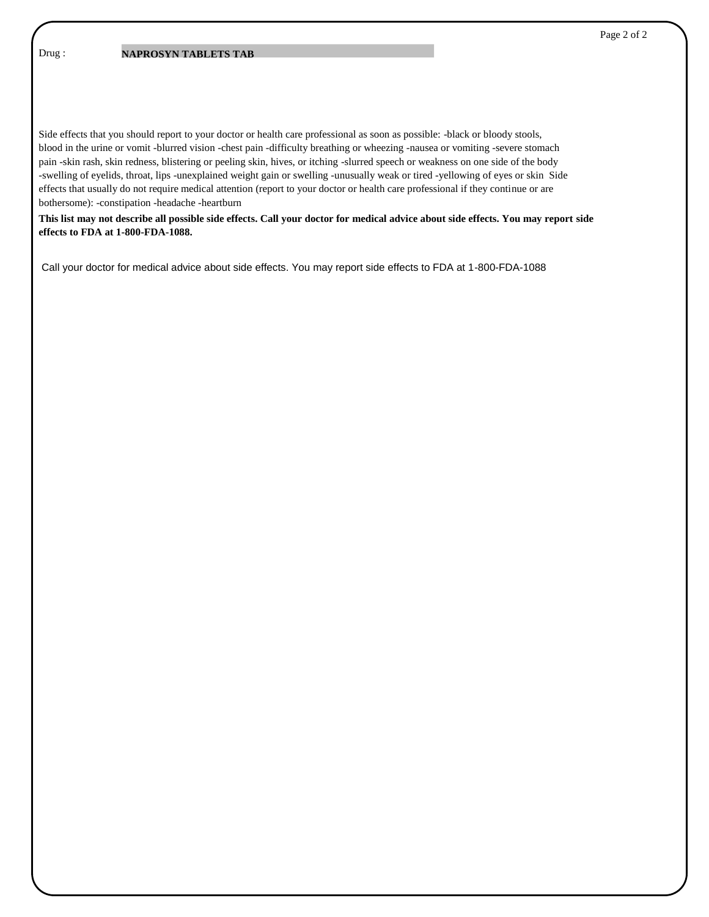Drug : **NAPROSYN TABLETS TAB**

Side effects that you should report to your doctor or health care professional as soon as possible: -black or bloody stools, blood in the urine or vomit -blurred vision -chest pain -difficulty breathing or wheezing -nausea or vomiting -severe stomach pain -skin rash, skin redness, blistering or peeling skin, hives, or itching -slurred speech or weakness on one side of the body -swelling of eyelids, throat, lips -unexplained weight gain or swelling -unusually weak or tired -yellowing of eyes or skin Side effects that usually do not require medical attention (report to your doctor or health care professional if they continue or are bothersome): -constipation -headache -heartburn

**This list may not describe all possible side effects. Call your doctor for medical advice about side effects. You may report side effects to FDA at 1-800-FDA-1088.**

Call your doctor for medical advice about side effects. You may report side effects to FDA at 1-800-FDA-1088